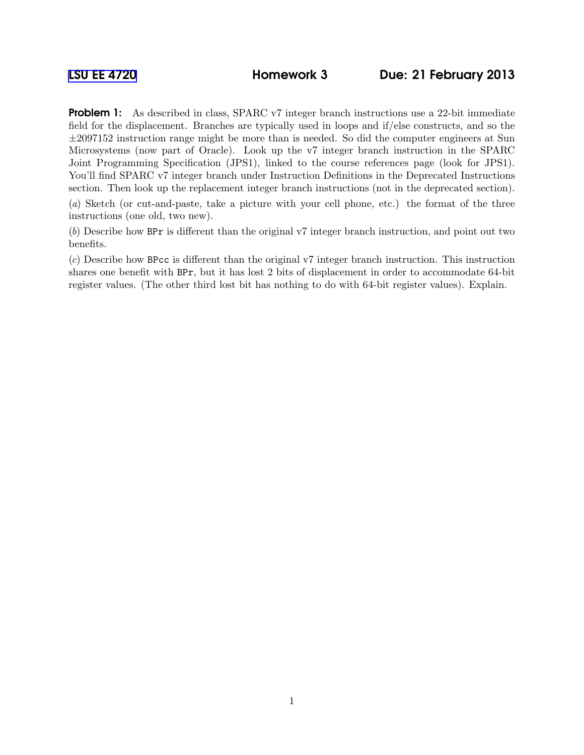**LSU EE 4720** **Homework 3** **Due: 21 February 2013**

**Problem 1:** As described in class, SPARC v7 integer branch instructions use a 22-bit immediate field for the displacement. Branches are typically used in loops and if/else constructs, and so the $\pm 2097152$ instruction range might be more than is needed. So did the computer engineers at Sun Microsystems (now part of Oracle). Look up the v7 integer branch instruction in the SPARC Joint Programming Specification (JPS1), linked to the course references page (look for JPS1). You'll find SPARC v7 integer branch under Instruction Definitions in the Deprecated Instructions section. Then look up the replacement integer branch instructions (not in the deprecated section).

(*a*) Sketch (or cut-and-paste, take a picture with your cell phone, etc.) the format of the three instructions (one old, two new).

(*b*) Describe how `BPr` is different than the original v7 integer branch instruction, and point out two benefits.

(*c*) Describe how `BPcc` is different than the original v7 integer branch instruction. This instruction shares one benefit with `BPr`, but it has lost 2 bits of displacement in order to accommodate 64-bit register values. (The other third lost bit has nothing to do with 64-bit register values). Explain.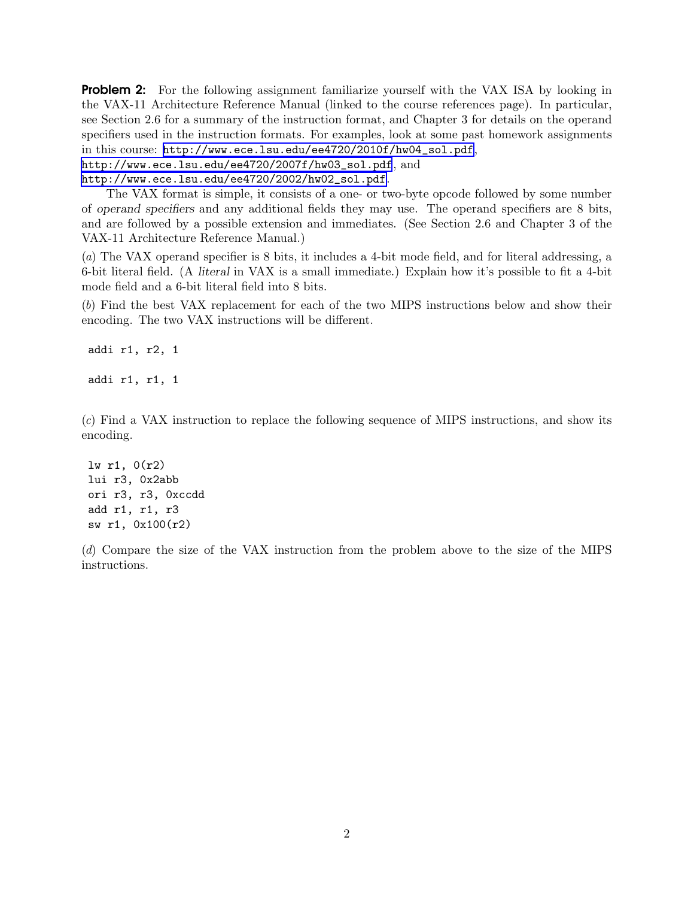**Problem 2:** For the following assignment familiarize yourself with the VAX ISA by looking in the VAX-11 Architecture Reference Manual (linked to the course references page). In particular, see Section 2.6 for a summary of the instruction format, and Chapter 3 for details on the operand specifiers used in the instruction formats. For examples, look at some past homework assignments in this course: http://www.ece.lsu.edu/ee4720/2010f/hw04_sol.pdf, http://www.ece.lsu.edu/ee4720/2007f/hw03_sol.pdf, and http://www.ece.lsu.edu/ee4720/2002/hw02_sol.pdf.

The VAX format is simple, it consists of a one- or two-byte opcode followed by some number of *operand specifiers* and any additional fields they may use. The operand specifiers are 8 bits, and are followed by a possible extension and immediates. (See Section 2.6 and Chapter 3 of the VAX-11 Architecture Reference Manual.)

(*a*) The VAX operand specifier is 8 bits, it includes a 4-bit mode field, and for literal addressing, a 6-bit literal field. (A *literal* in VAX is a small immediate.) Explain how it's possible to fit a 4-bit mode field and a 6-bit literal field into 8 bits.

(*b*) Find the best VAX replacement for each of the two MIPS instructions below and show their encoding. The two VAX instructions will be different.

```
addi r1, r2, 1

addi r1, r1, 1
```

(*c*) Find a VAX instruction to replace the following sequence of MIPS instructions, and show its encoding.

```
lw r1, 0(r2)
lui r3, 0x2abb
ori r3, r3, 0xccdd
add r1, r1, r3
sw r1, 0x100(r2)
```

(*d*) Compare the size of the VAX instruction from the problem above to the size of the MIPS instructions.